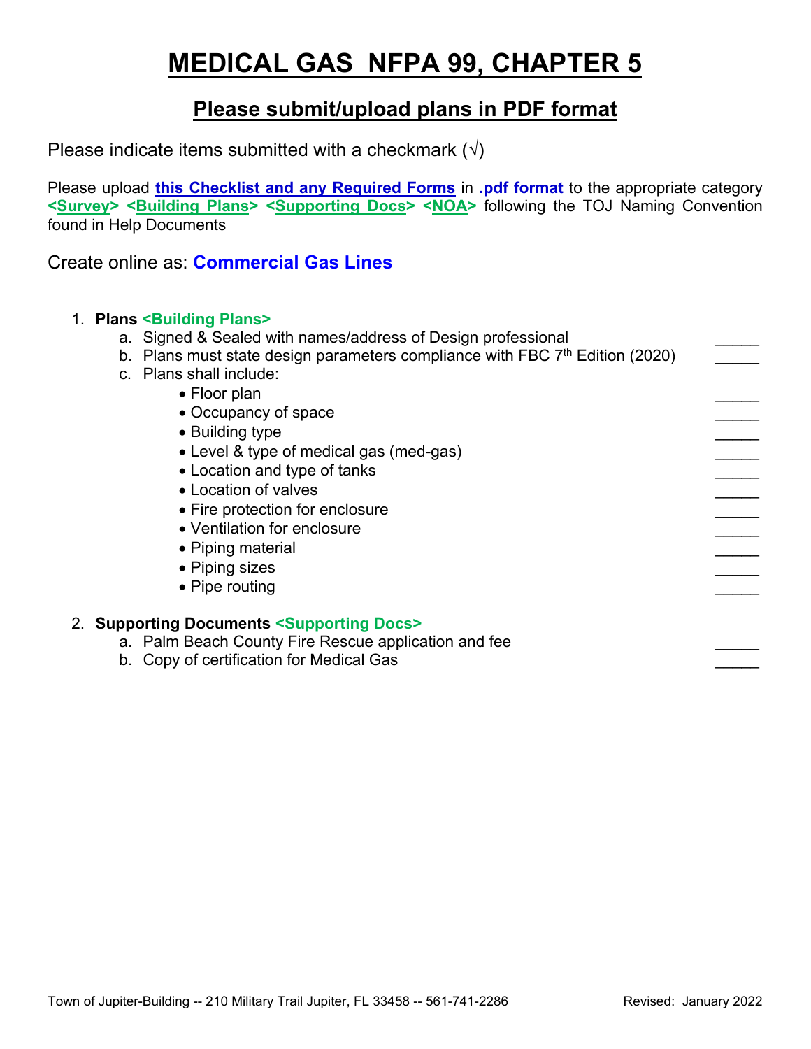# MEDICAL GAS NFPA 99, CHAPTER 5

## Please submit/upload plans in PDF format

Please indicate items submitted with a checkmark (√)

Please upload **this Checklist and any Required Forms** in **.pdf format** to the appropriate category **<Survey> <Building Plans> <Supporting Docs> <NOA>** following the TOJ Naming Convention found in Help Documents

Create online as: **Commercial Gas Lines**

1. **Plans <Building Plans>**
   a. Signed & Sealed with names/address of Design professional _____
   b. Plans must state design parameters compliance with FBC 7th Edition (2020) _____
   c. Plans shall include:
      - Floor plan _____
      - Occupancy of space _____
      - Building type _____
      - Level & type of medical gas (med-gas) _____
      - Location and type of tanks _____
      - Location of valves _____
      - Fire protection for enclosure _____
      - Ventilation for enclosure _____
      - Piping material _____
      - Piping sizes _____
      - Pipe routing _____

2. **Supporting Documents <Supporting Docs>**
   a. Palm Beach County Fire Rescue application and fee _____
   b. Copy of certification for Medical Gas _____

Town of Jupiter-Building -- 210 Military Trail Jupiter, FL 33458 -- 561-741-2286 Revised: January 2022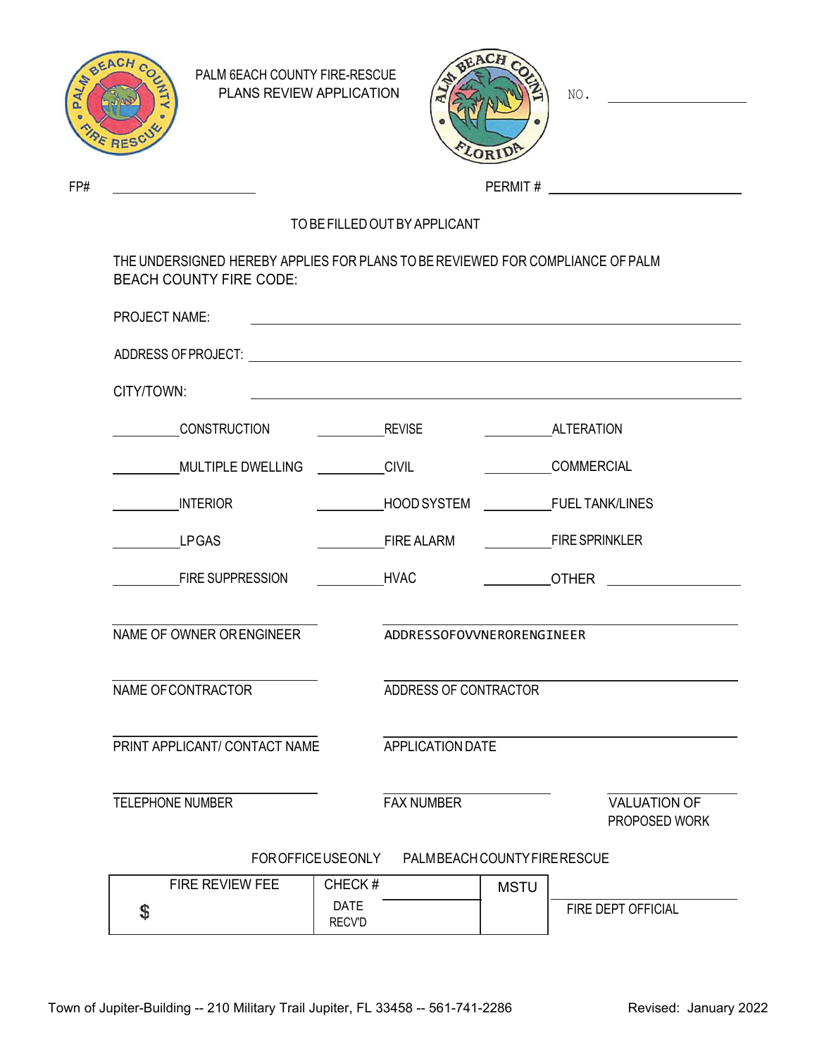PALM 6EACH COUNTY FIRE-RESCUE
PLANS REVIEW APPLICATION

NO. ____________________

FP# ____________________ PERMIT # ____________________

TO BE FILLED OUT BY APPLICANT

THE UNDERSIGNED HEREBY APPLIES FOR PLANS TO BE REVIEWED FOR COMPLIANCE OF PALM BEACH COUNTY FIRE CODE:

PROJECT NAME: ________________________________________

ADDRESS OF PROJECT: ________________________________________

CITY/TOWN: ________________________________________

| | | |
|---|---|---|
| ________ CONSTRUCTION | ________ REVISE | ________ ALTERATION |
| ________ MULTIPLE DWELLING | ________ CIVIL | ________ COMMERCIAL |
| ________ INTERIOR | ________ HOOD SYSTEM | ________ FUEL TANK/LINES |
| ________ LP GAS | ________ FIRE ALARM | ________ FIRE SPRINKLER |
| ________ FIRE SUPPRESSION | ________ HVAC | ________ OTHER ____________ |

| | | |
|---|---|---|
| NAME OF OWNER OR ENGINEER | ADDRESSOFOVVNERORENGINEER | |
| NAME OF CONTRACTOR | ADDRESS OF CONTRACTOR | |
| PRINT APPLICANT/ CONTACT NAME | APPLICATION DATE | |
| TELEPHONE NUMBER | FAX NUMBER | VALUATION OF PROPOSED WORK |

FOR OFFICE USE ONLY PALM BEACH COUNTY FIRE RESCUE

| FIRE REVIEW FEE | CHECK # | MSTU | |
|---|---|---|---|
| $ | DATE RECV'D | | FIRE DEPT OFFICIAL |

Town of Jupiter-Building -- 210 Military Trail Jupiter, FL 33458 -- 561-741-2286

Revised: January 2022